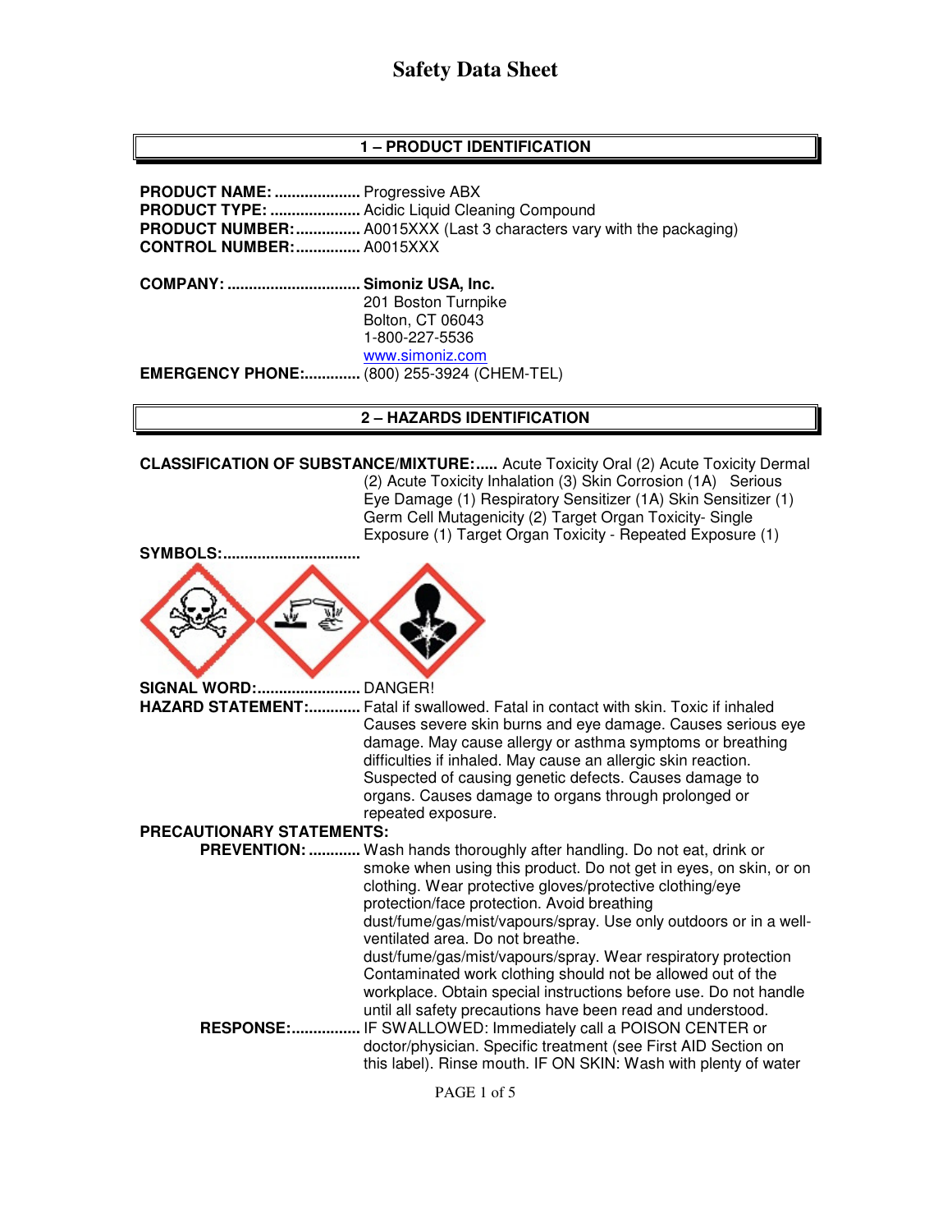# Safety Data Sheet

## 1 – PRODUCT IDENTIFICATION

**PRODUCT NAME:** .................... Progressive ABX
**PRODUCT TYPE:** ..................... Acidic Liquid Cleaning Compound
**PRODUCT NUMBER:** ............... A0015XXX (Last 3 characters vary with the packaging)
**CONTROL NUMBER:** ............... A0015XXX

**COMPANY:** ............................... **Simoniz USA, Inc.**
201 Boston Turnpike
Bolton, CT 06043
1-800-227-5536
www.simoniz.com
**EMERGENCY PHONE:** ............. (800) 255-3924 (CHEM-TEL)

## 2 – HAZARDS IDENTIFICATION

**CLASSIFICATION OF SUBSTANCE/MIXTURE:** ..... Acute Toxicity Oral (2) Acute Toxicity Dermal (2) Acute Toxicity Inhalation (3) Skin Corrosion (1A) Serious Eye Damage (1) Respiratory Sensitizer (1A) Skin Sensitizer (1) Germ Cell Mutagenicity (2) Target Organ Toxicity- Single Exposure (1) Target Organ Toxicity - Repeated Exposure (1)

**SYMBOLS:** ................................

**SIGNAL WORD:** ........................ DANGER!

**HAZARD STATEMENT:** ............ Fatal if swallowed. Fatal in contact with skin. Toxic if inhaled Causes severe skin burns and eye damage. Causes serious eye damage. May cause allergy or asthma symptoms or breathing difficulties if inhaled. May cause an allergic skin reaction. Suspected of causing genetic defects. Causes damage to organs. Causes damage to organs through prolonged or repeated exposure.

**PRECAUTIONARY STATEMENTS:**

**PREVENTION:** ............ Wash hands thoroughly after handling. Do not eat, drink or smoke when using this product. Do not get in eyes, on skin, or on clothing. Wear protective gloves/protective clothing/eye protection/face protection. Avoid breathing dust/fume/gas/mist/vapours/spray. Use only outdoors or in a well-ventilated area. Do not breathe. dust/fume/gas/mist/vapours/spray. Wear respiratory protection Contaminated work clothing should not be allowed out of the workplace. Obtain special instructions before use. Do not handle until all safety precautions have been read and understood.

**RESPONSE:** ................ IF SWALLOWED: Immediately call a POISON CENTER or doctor/physician. Specific treatment (see First AID Section on this label). Rinse mouth. IF ON SKIN: Wash with plenty of water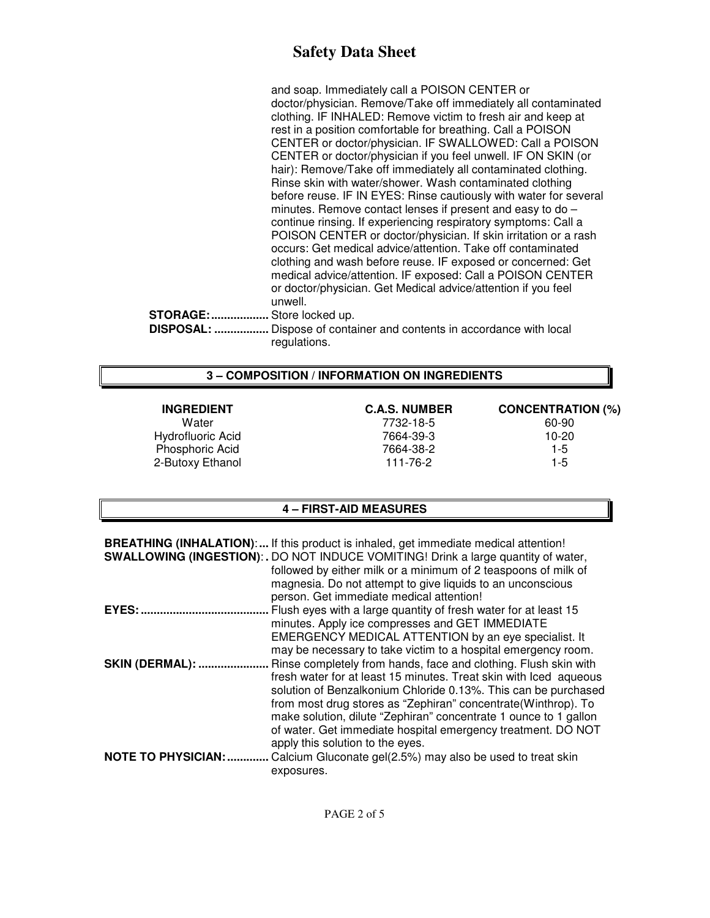and soap. Immediately call a POISON CENTER or doctor/physician. Remove/Take off immediately all contaminated clothing. IF INHALED: Remove victim to fresh air and keep at rest in a position comfortable for breathing. Call a POISON CENTER or doctor/physician. IF SWALLOWED: Call a POISON CENTER or doctor/physician if you feel unwell. IF ON SKIN (or hair): Remove/Take off immediately all contaminated clothing. Rinse skin with water/shower. Wash contaminated clothing before reuse. IF IN EYES: Rinse cautiously with water for several minutes. Remove contact lenses if present and easy to do – continue rinsing. If experiencing respiratory symptoms: Call a POISON CENTER or doctor/physician. If skin irritation or a rash occurs: Get medical advice/attention. Take off contaminated clothing and wash before reuse. IF exposed or concerned: Get medical advice/attention. IF exposed: Call a POISON CENTER or doctor/physician. Get Medical advice/attention if you feel unwell.

**STORAGE:..................** Store locked up.

**DISPOSAL: .................** Dispose of container and contents in accordance with local regulations.

## 3 – COMPOSITION / INFORMATION ON INGREDIENTS

| INGREDIENT | C.A.S. NUMBER | CONCENTRATION (%) |
|---|---|---|
| Water | 7732-18-5 | 60-90 |
| Hydrofluoric Acid | 7664-39-3 | 10-20 |
| Phosphoric Acid | 7664-38-2 | 1-5 |
| 2-Butoxy Ethanol | 111-76-2 | 1-5 |

## 4 – FIRST-AID MEASURES

**BREATHING (INHALATION):...** If this product is inhaled, get immediate medical attention!

**SWALLOWING (INGESTION):.** DO NOT INDUCE VOMITING! Drink a large quantity of water, followed by either milk or a minimum of 2 teaspoons of milk of magnesia. Do not attempt to give liquids to an unconscious person. Get immediate medical attention!

**EYES:........................................** Flush eyes with a large quantity of fresh water for at least 15 minutes. Apply ice compresses and GET IMMEDIATE EMERGENCY MEDICAL ATTENTION by an eye specialist. It may be necessary to take victim to a hospital emergency room.

**SKIN (DERMAL): ......................** Rinse completely from hands, face and clothing. Flush skin with fresh water for at least 15 minutes. Treat skin with Iced aqueous solution of Benzalkonium Chloride 0.13%. This can be purchased from most drug stores as "Zephiran" concentrate(Winthrop). To make solution, dilute "Zephiran" concentrate 1 ounce to 1 gallon of water. Get immediate hospital emergency treatment. DO NOT apply this solution to the eyes.

**NOTE TO PHYSICIAN:.............** Calcium Gluconate gel(2.5%) may also be used to treat skin exposures.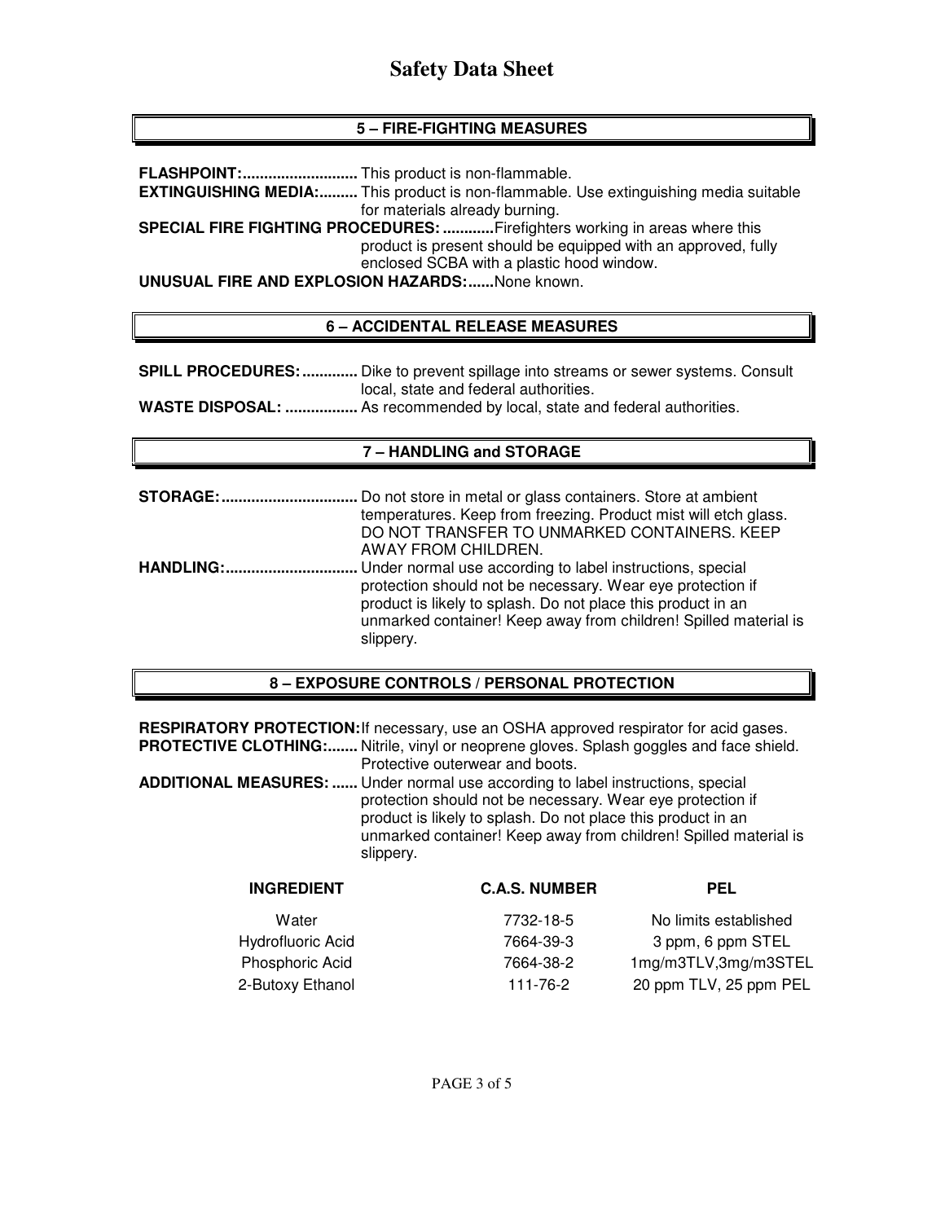## 5 – FIRE-FIGHTING MEASURES

**FLASHPOINT:...........................** This product is non-flammable.

**EXTINGUISHING MEDIA:.........** This product is non-flammable. Use extinguishing media suitable for materials already burning.

**SPECIAL FIRE FIGHTING PROCEDURES: ...........**Firefighters working in areas where this product is present should be equipped with an approved, fully enclosed SCBA with a plastic hood window.

**UNUSUAL FIRE AND EXPLOSION HAZARDS:......**None known.

## 6 – ACCIDENTAL RELEASE MEASURES

**SPILL PROCEDURES: ............** Dike to prevent spillage into streams or sewer systems. Consult local, state and federal authorities.

**WASTE DISPOSAL: .................** As recommended by local, state and federal authorities.

## 7 – HANDLING and STORAGE

**STORAGE:................................** Do not store in metal or glass containers. Store at ambient temperatures. Keep from freezing. Product mist will etch glass. DO NOT TRANSFER TO UNMARKED CONTAINERS. KEEP AWAY FROM CHILDREN.

**HANDLING:...............................** Under normal use according to label instructions, special protection should not be necessary. Wear eye protection if product is likely to splash. Do not place this product in an unmarked container! Keep away from children! Spilled material is slippery.

## 8 – EXPOSURE CONTROLS / PERSONAL PROTECTION

**RESPIRATORY PROTECTION:**If necessary, use an OSHA approved respirator for acid gases.

**PROTECTIVE CLOTHING:.......** Nitrile, vinyl or neoprene gloves. Splash goggles and face shield. Protective outerwear and boots.

**ADDITIONAL MEASURES: ......** Under normal use according to label instructions, special protection should not be necessary. Wear eye protection if product is likely to splash. Do not place this product in an unmarked container! Keep away from children! Spilled material is slippery.

| INGREDIENT | C.A.S. NUMBER | PEL |
|---|---|---|
| Water | 7732-18-5 | No limits established |
| Hydrofluoric Acid | 7664-39-3 | 3 ppm, 6 ppm STEL |
| Phosphoric Acid | 7664-38-2 | 1mg/m3TLV,3mg/m3STEL |
| 2-Butoxy Ethanol | 111-76-2 | 20 ppm TLV, 25 ppm PEL |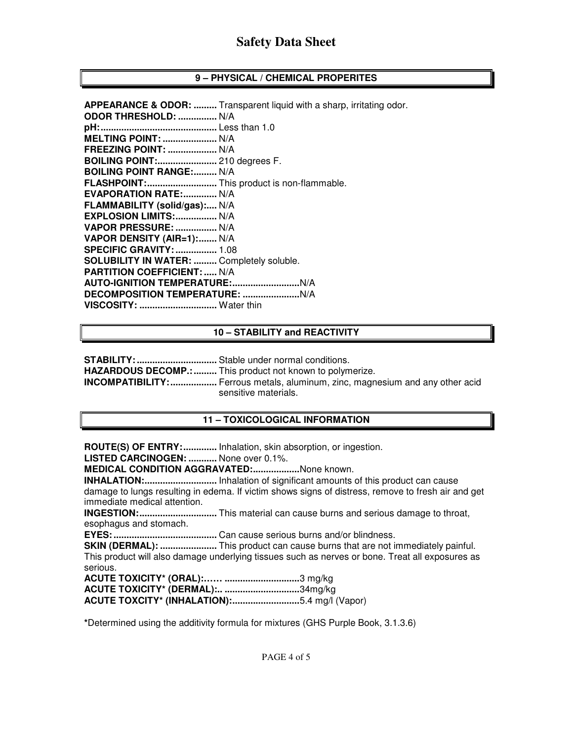## 9 – PHYSICAL / CHEMICAL PROPERITES

**APPEARANCE & ODOR: .........** Transparent liquid with a sharp, irritating odor.
**ODOR THRESHOLD: ...............** N/A
**pH: ............................................** Less than 1.0
**MELTING POINT: .....................** N/A
**FREEZING POINT: ...................** N/A
**BOILING POINT: .......................** 210 degrees F.
**BOILING POINT RANGE: .........** N/A
**FLASHPOINT: ...........................** This product is non-flammable.
**EVAPORATION RATE: .............** N/A
**FLAMMABILITY (solid/gas): ....** N/A
**EXPLOSION LIMITS: ................** N/A
**VAPOR PRESSURE: ................** N/A
**VAPOR DENSITY (AIR=1): .......** N/A
**SPECIFIC GRAVITY: ................** 1.08
**SOLUBILITY IN WATER: .........** Completely soluble.
**PARTITION COEFFICIENT: .....** N/A
**AUTO-IGNITION TEMPERATURE: .........................** N/A
**DECOMPOSITION TEMPERATURE: ......................** N/A
**VISCOSITY: ..............................** Water thin

## 10 – STABILITY and REACTIVITY

**STABILITY: ...............................** Stable under normal conditions.
**HAZARDOUS DECOMP.: .........** This product not known to polymerize.
**INCOMPATIBILITY: ..................** Ferrous metals, aluminum, zinc, magnesium and any other acid sensitive materials.

## 11 – TOXICOLOGICAL INFORMATION

**ROUTE(S) OF ENTRY: .............** Inhalation, skin absorption, or ingestion.
**LISTED CARCINOGEN: ...........** None over 0.1%.
**MEDICAL CONDITION AGGRAVATED: ..................** None known.
**INHALATION: ............................** Inhalation of significant amounts of this product can cause damage to lungs resulting in edema. If victim shows signs of distress, remove to fresh air and get immediate medical attention.
**INGESTION: ..............................** This material can cause burns and serious damage to throat, esophagus and stomach.
**EYES: ........................................** Can cause serious burns and/or blindness.
**SKIN (DERMAL): ......................** This product can cause burns that are not immediately painful. This product will also damage underlying tissues such as nerves or bone. Treat all exposures as serious.
**ACUTE TOXICITY* (ORAL):…… .............................** 3 mg/kg
**ACUTE TOXICITY* (DERMAL):. .............................** 34mg/kg
**ACUTE TOXCITY* (INHALATION): ..........................** 5.4 mg/l (Vapor)

***** Determined using the additivity formula for mixtures (GHS Purple Book, 3.1.3.6)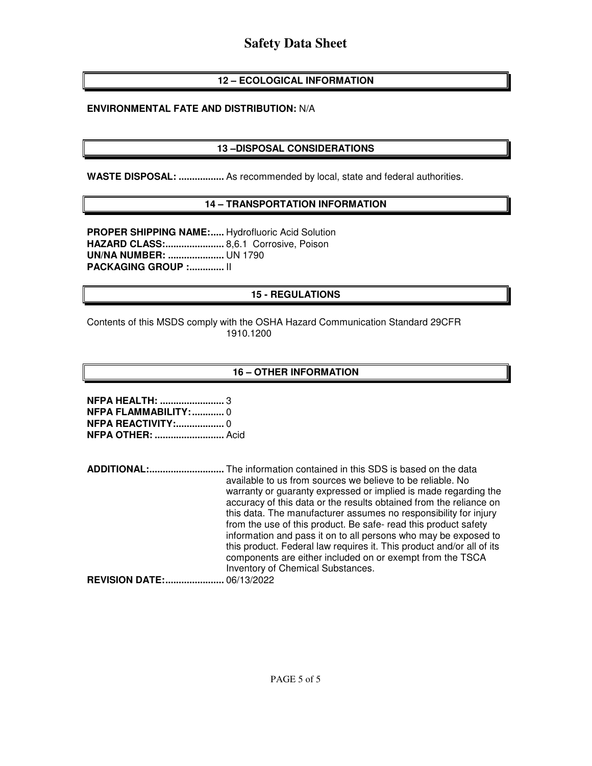# Safety Data Sheet

## 12 – ECOLOGICAL INFORMATION

**ENVIRONMENTAL FATE AND DISTRIBUTION:** N/A

## 13 –DISPOSAL CONSIDERATIONS

**WASTE DISPOSAL: .................** As recommended by local, state and federal authorities.

## 14 – TRANSPORTATION INFORMATION

**PROPER SHIPPING NAME:.....** Hydrofluoric Acid Solution
**HAZARD CLASS:......................** 8,6.1 Corrosive, Poison
**UN/NA NUMBER: .....................** UN 1790
**PACKAGING GROUP :.............** II

## 15 - REGULATIONS

Contents of this MSDS comply with the OSHA Hazard Communication Standard 29CFR 1910.1200

## 16 – OTHER INFORMATION

**NFPA HEALTH: ........................** 3
**NFPA FLAMMABILITY:............** 0
**NFPA REACTIVITY:..................** 0
**NFPA OTHER: ..........................** Acid

**ADDITIONAL:............................** The information contained in this SDS is based on the data available to us from sources we believe to be reliable. No warranty or guaranty expressed or implied is made regarding the accuracy of this data or the results obtained from the reliance on this data. The manufacturer assumes no responsibility for injury from the use of this product. Be safe- read this product safety information and pass it on to all persons who may be exposed to this product. Federal law requires it. This product and/or all of its components are either included on or exempt from the TSCA Inventory of Chemical Substances.
**REVISION DATE:......................** 06/13/2022